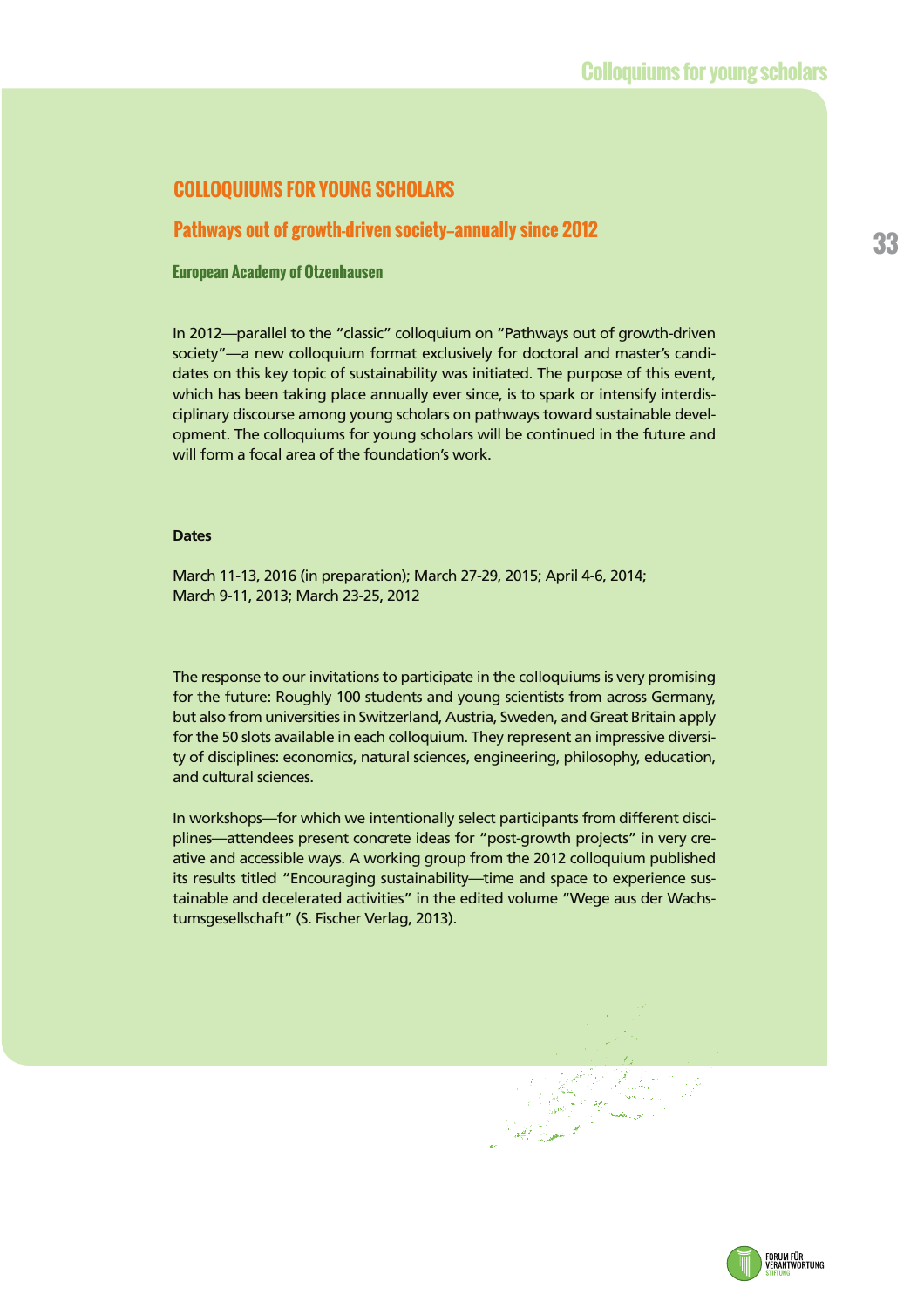# COLLOQUIUMS FOR YOUNG SCHOLARS

## Pathways out of growth-driven society–annually since 2012

### European Academy of Otzenhausen

In 2012—parallel to the "classic" colloquium on "Pathways out of growth-driven society"—a new colloquium format exclusively for doctoral and master's candidates on this key topic of sustainability was initiated. The purpose of this event, which has been taking place annually ever since, is to spark or intensify interdisciplinary discourse among young scholars on pathways toward sustainable development. The colloquiums for young scholars will be continued in the future and will form a focal area of the foundation's work.

**Dates**

March 11-13, 2016 (in preparation); March 27-29, 2015; April 4-6, 2014; March 9-11, 2013; March 23-25, 2012

The response to our invitations to participate in the colloquiums is very promising for the future: Roughly 100 students and young scientists from across Germany, but also from universities in Switzerland, Austria, Sweden, and Great Britain apply for the 50 slots available in each colloquium. They represent an impressive diversity of disciplines: economics, natural sciences, engineering, philosophy, education, and cultural sciences.

In workshops—for which we intentionally select participants from different disciplines—attendees present concrete ideas for "post-growth projects" in very creative and accessible ways. A working group from the 2012 colloquium published its results titled "Encouraging sustainability—time and space to experience sustainable and decelerated activities" in the edited volume "Wege aus der Wachstumsgesellschaft" (S. Fischer Verlag, 2013).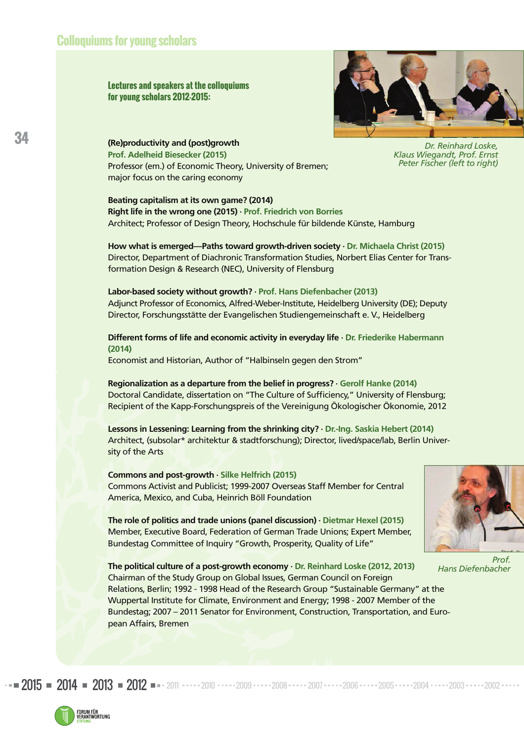## Colloquiums for young scholars

### Lectures and speakers at the colloquiums for young scholars 2012-2015:

Dr. Reinhard Loske, Klaus Wiegandt, Prof. Ernst Peter Fischer (left to right)

**(Re)productivity and (post)growth**
**Prof. Adelheid Biesecker (2015)**
Professor (em.) of Economic Theory, University of Bremen; major focus on the caring economy

**Beating capitalism at its own game? (2014)**
**Right life in the wrong one (2015)** · **Prof. Friedrich von Borries**
Architect; Professor of Design Theory, Hochschule für bildende Künste, Hamburg

**How what is emerged—Paths toward growth-driven society** · **Dr. Michaela Christ (2015)**
Director, Department of Diachronic Transformation Studies, Norbert Elias Center for Transformation Design & Research (NEC), University of Flensburg

**Labor-based society without growth?** · **Prof. Hans Diefenbacher (2013)**
Adjunct Professor of Economics, Alfred-Weber-Institute, Heidelberg University (DE); Deputy Director, Forschungsstätte der Evangelischen Studiengemeinschaft e. V., Heidelberg

**Different forms of life and economic activity in everyday life** · **Dr. Friederike Habermann (2014)**
Economist and Historian, Author of "Halbinseln gegen den Strom"

**Regionalization as a departure from the belief in progress?** · **Gerolf Hanke (2014)**
Doctoral Candidate, dissertation on "The Culture of Sufficiency," University of Flensburg; Recipient of the Kapp-Forschungspreis of the Vereinigung Ökologischer Ökonomie, 2012

**Lessons in Lessening: Learning from the shrinking city?** · **Dr.-Ing. Saskia Hebert (2014)**
Architect, (subsolar* architektur & stadtforschung); Director, lived/space/lab, Berlin University of the Arts

**Commons and post-growth** · **Silke Helfrich (2015)**
Commons Activist and Publicist; 1999-2007 Overseas Staff Member for Central America, Mexico, and Cuba, Heinrich Böll Foundation

**The role of politics and trade unions (panel discussion)** · **Dietmar Hexel (2015)**
Member, Executive Board, Federation of German Trade Unions; Expert Member, Bundestag Committee of Inquiry "Growth, Prosperity, Quality of Life"

Prof. Hans Diefenbacher

**The political culture of a post-growth economy** · **Dr. Reinhard Loske (2012, 2013)**
Chairman of the Study Group on Global Issues, German Council on Foreign Relations, Berlin; 1992 - 1998 Head of the Research Group "Sustainable Germany" at the Wuppertal Institute for Climate, Environment and Energy; 1998 - 2007 Member of the Bundestag; 2007 – 2011 Senator for Environment, Construction, Transportation, and European Affairs, Bremen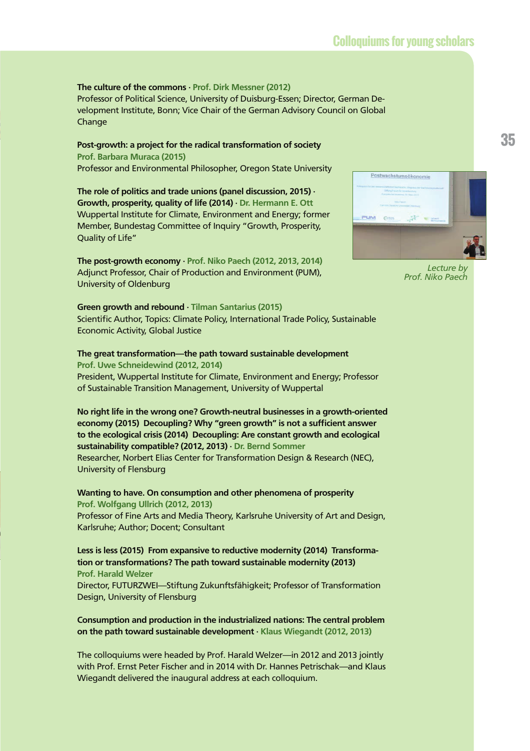**The culture of the commons** · Prof. Dirk Messner (2012)
Professor of Political Science, University of Duisburg-Essen; Director, German Development Institute, Bonn; Vice Chair of the German Advisory Council on Global Change

**Post-growth: a project for the radical transformation of society**
Prof. Barbara Muraca (2015)
Professor and Environmental Philosopher, Oregon State University

**The role of politics and trade unions (panel discussion, 2015) · Growth, prosperity, quality of life (2014)** · Dr. Hermann E. Ott
Wuppertal Institute for Climate, Environment and Energy; former Member, Bundestag Committee of Inquiry "Growth, Prosperity, Quality of Life"

**The post-growth economy** · Prof. Niko Paech (2012, 2013, 2014)
Adjunct Professor, Chair of Production and Environment (PUM), University of Oldenburg

*Lecture by Prof. Niko Paech*

**Green growth and rebound** · Tilman Santarius (2015)
Scientific Author, Topics: Climate Policy, International Trade Policy, Sustainable Economic Activity, Global Justice

**The great transformation—the path toward sustainable development**
Prof. Uwe Schneidewind (2012, 2014)
President, Wuppertal Institute for Climate, Environment and Energy; Professor of Sustainable Transition Management, University of Wuppertal

**No right life in the wrong one? Growth-neutral businesses in a growth-oriented economy (2015) Decoupling? Why "green growth" is not a sufficient answer to the ecological crisis (2014) Decoupling: Are constant growth and ecological sustainability compatible? (2012, 2013)** · Dr. Bernd Sommer
Researcher, Norbert Elias Center for Transformation Design & Research (NEC), University of Flensburg

**Wanting to have. On consumption and other phenomena of prosperity**
Prof. Wolfgang Ullrich (2012, 2013)
Professor of Fine Arts and Media Theory, Karlsruhe University of Art and Design, Karlsruhe; Author; Docent; Consultant

**Less is less (2015) From expansive to reductive modernity (2014) Transformation or transformations? The path toward sustainable modernity (2013)**
Prof. Harald Welzer
Director, FUTURZWEI—Stiftung Zukunftsfähigkeit; Professor of Transformation Design, University of Flensburg

**Consumption and production in the industrialized nations: The central problem on the path toward sustainable development** · Klaus Wiegandt (2012, 2013)

The colloquiums were headed by Prof. Harald Welzer—in 2012 and 2013 jointly with Prof. Ernst Peter Fischer and in 2014 with Dr. Hannes Petrischak—and Klaus Wiegandt delivered the inaugural address at each colloquium.